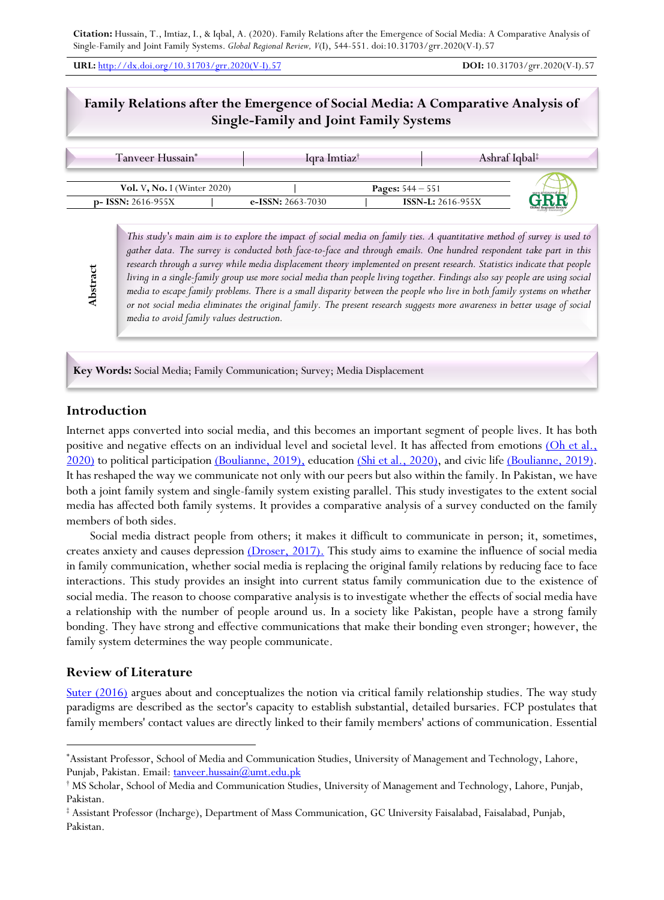**Citation:** Hussain, T., Imtiaz, I., & Iqbal, A. (2020). Family Relations after the Emergence of Social Media: A Comparative Analysis of Single-Family and Joint Family Systems. *Global Regional Review, V*(I), 544-551. doi:10.31703/grr.2020(V-I).57

**URL:** http://dx.doi.org/10.31703/grr.2020(V-I).57 **DOI:** 10.31703/grr.2020(V-I).57

# Family Relations after the Emergence of Social Media: A Comparative Analysis of Single-Family and Joint Family Systems

Tanveer Hussain* | Iqra Imtiaz† | Ashraf Iqbal‡

| **Vol.** V, **No.** I (Winter 2020) | | **Pages:** 544 – 551 |
|---|---|---|
| **p- ISSN:** 2616-955X | **e-ISSN:** 2663-7030 | **ISSN-L:** 2616-955X |

**Abstract**

*This study's main aim is to explore the impact of social media on family ties. A quantitative method of survey is used to gather data. The survey is conducted both face-to-face and through emails. One hundred respondent take part in this research through a survey while media displacement theory implemented on present research. Statistics indicate that people living in a single-family group use more social media than people living together. Findings also say people are using social media to escape family problems. There is a small disparity between the people who live in both family systems on whether or not social media eliminates the original family. The present research suggests more awareness in better usage of social media to avoid family values destruction.*

**Key Words:** Social Media; Family Communication; Survey; Media Displacement

## Introduction

Internet apps converted into social media, and this becomes an important segment of people lives. It has both positive and negative effects on an individual level and societal level. It has affected from emotions (Oh et al., 2020) to political participation (Boulianne, 2019), education (Shi et al., 2020), and civic life (Boulianne, 2019). It has reshaped the way we communicate not only with our peers but also within the family. In Pakistan, we have both a joint family system and single-family system existing parallel. This study investigates to the extent social media has affected both family systems. It provides a comparative analysis of a survey conducted on the family members of both sides.

Social media distract people from others; it makes it difficult to communicate in person; it, sometimes, creates anxiety and causes depression (Droser, 2017). This study aims to examine the influence of social media in family communication, whether social media is replacing the original family relations by reducing face to face interactions. This study provides an insight into current status family communication due to the existence of social media. The reason to choose comparative analysis is to investigate whether the effects of social media have a relationship with the number of people around us. In a society like Pakistan, people have a strong family bonding. They have strong and effective communications that make their bonding even stronger; however, the family system determines the way people communicate.

## Review of Literature

Suter (2016) argues about and conceptualizes the notion via critical family relationship studies. The way study paradigms are described as the sector's capacity to establish substantial, detailed bursaries. FCP postulates that family members' contact values are directly linked to their family members' actions of communication. Essential

---

*Assistant Professor, School of Media and Communication Studies, University of Management and Technology, Lahore, Punjab, Pakistan. Email: tanveer.hussain@umt.edu.pk

† MS Scholar, School of Media and Communication Studies, University of Management and Technology, Lahore, Punjab, Pakistan.

‡ Assistant Professor (Incharge), Department of Mass Communication, GC University Faisalabad, Faisalabad, Punjab, Pakistan.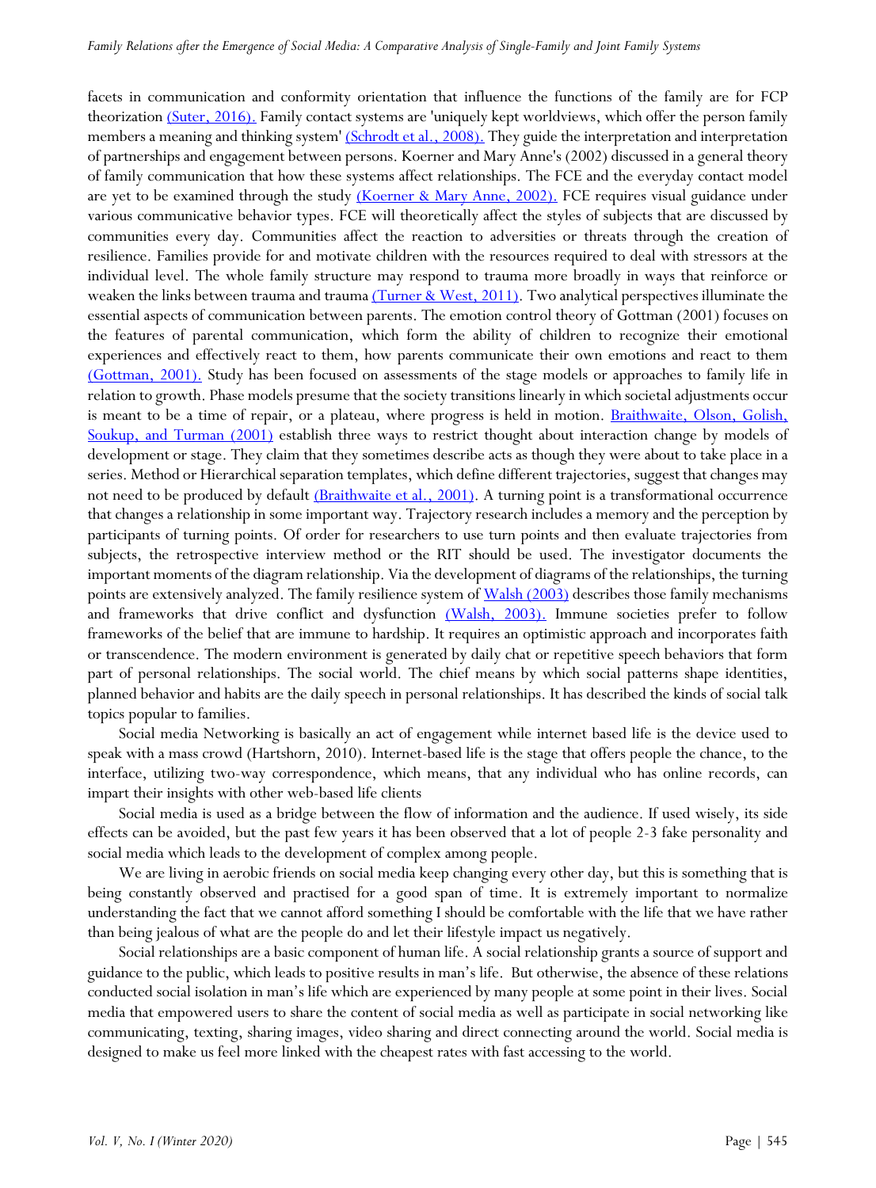facets in communication and conformity orientation that influence the functions of the family are for FCP theorization (Suter, 2016). Family contact systems are 'uniquely kept worldviews, which offer the person family members a meaning and thinking system' (Schrodt et al., 2008). They guide the interpretation and interpretation of partnerships and engagement between persons. Koerner and Mary Anne's (2002) discussed in a general theory of family communication that how these systems affect relationships. The FCE and the everyday contact model are yet to be examined through the study (Koerner & Mary Anne, 2002). FCE requires visual guidance under various communicative behavior types. FCE will theoretically affect the styles of subjects that are discussed by communities every day. Communities affect the reaction to adversities or threats through the creation of resilience. Families provide for and motivate children with the resources required to deal with stressors at the individual level. The whole family structure may respond to trauma more broadly in ways that reinforce or weaken the links between trauma and trauma (Turner & West, 2011). Two analytical perspectives illuminate the essential aspects of communication between parents. The emotion control theory of Gottman (2001) focuses on the features of parental communication, which form the ability of children to recognize their emotional experiences and effectively react to them, how parents communicate their own emotions and react to them (Gottman, 2001). Study has been focused on assessments of the stage models or approaches to family life in relation to growth. Phase models presume that the society transitions linearly in which societal adjustments occur is meant to be a time of repair, or a plateau, where progress is held in motion. Braithwaite, Olson, Golish, Soukup, and Turman (2001) establish three ways to restrict thought about interaction change by models of development or stage. They claim that they sometimes describe acts as though they were about to take place in a series. Method or Hierarchical separation templates, which define different trajectories, suggest that changes may not need to be produced by default (Braithwaite et al., 2001). A turning point is a transformational occurrence that changes a relationship in some important way. Trajectory research includes a memory and the perception by participants of turning points. Of order for researchers to use turn points and then evaluate trajectories from subjects, the retrospective interview method or the RIT should be used. The investigator documents the important moments of the diagram relationship. Via the development of diagrams of the relationships, the turning points are extensively analyzed. The family resilience system of Walsh (2003) describes those family mechanisms and frameworks that drive conflict and dysfunction (Walsh, 2003). Immune societies prefer to follow frameworks of the belief that are immune to hardship. It requires an optimistic approach and incorporates faith or transcendence. The modern environment is generated by daily chat or repetitive speech behaviors that form part of personal relationships. The social world. The chief means by which social patterns shape identities, planned behavior and habits are the daily speech in personal relationships. It has described the kinds of social talk topics popular to families.

Social media Networking is basically an act of engagement while internet based life is the device used to speak with a mass crowd (Hartshorn, 2010). Internet-based life is the stage that offers people the chance, to the interface, utilizing two-way correspondence, which means, that any individual who has online records, can impart their insights with other web-based life clients

Social media is used as a bridge between the flow of information and the audience. If used wisely, its side effects can be avoided, but the past few years it has been observed that a lot of people 2-3 fake personality and social media which leads to the development of complex among people.

We are living in aerobic friends on social media keep changing every other day, but this is something that is being constantly observed and practised for a good span of time. It is extremely important to normalize understanding the fact that we cannot afford something I should be comfortable with the life that we have rather than being jealous of what are the people do and let their lifestyle impact us negatively.

Social relationships are a basic component of human life. A social relationship grants a source of support and guidance to the public, which leads to positive results in man's life. But otherwise, the absence of these relations conducted social isolation in man's life which are experienced by many people at some point in their lives. Social media that empowered users to share the content of social media as well as participate in social networking like communicating, texting, sharing images, video sharing and direct connecting around the world. Social media is designed to make us feel more linked with the cheapest rates with fast accessing to the world.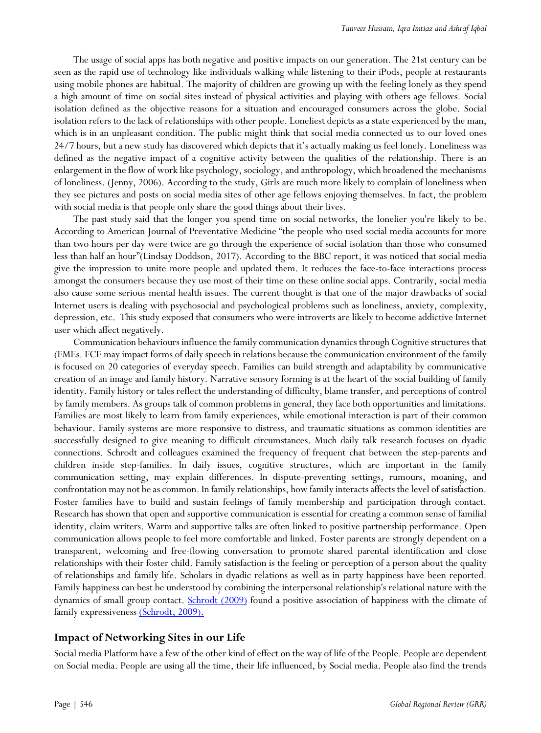The usage of social apps has both negative and positive impacts on our generation. The 21st century can be seen as the rapid use of technology like individuals walking while listening to their iPods, people at restaurants using mobile phones are habitual. The majority of children are growing up with the feeling lonely as they spend a high amount of time on social sites instead of physical activities and playing with others age fellows. Social isolation defined as the objective reasons for a situation and encouraged consumers across the globe. Social isolation refers to the lack of relationships with other people. Loneliest depicts as a state experienced by the man, which is in an unpleasant condition. The public might think that social media connected us to our loved ones 24/7 hours, but a new study has discovered which depicts that it's actually making us feel lonely. Loneliness was defined as the negative impact of a cognitive activity between the qualities of the relationship. There is an enlargement in the flow of work like psychology, sociology, and anthropology, which broadened the mechanisms of loneliness. (Jenny, 2006). According to the study, Girls are much more likely to complain of loneliness when they see pictures and posts on social media sites of other age fellows enjoying themselves. In fact, the problem with social media is that people only share the good things about their lives.

The past study said that the longer you spend time on social networks, the lonelier you're likely to be. According to American Journal of Preventative Medicine "the people who used social media accounts for more than two hours per day were twice are go through the experience of social isolation than those who consumed less than half an hour"(Lindsay Doddson, 2017). According to the BBC report, it was noticed that social media give the impression to unite more people and updated them. It reduces the face-to-face interactions process amongst the consumers because they use most of their time on these online social apps. Contrarily, social media also cause some serious mental health issues. The current thought is that one of the major drawbacks of social Internet users is dealing with psychosocial and psychological problems such as loneliness, anxiety, complexity, depression, etc. This study exposed that consumers who were introverts are likely to become addictive Internet user which affect negatively.

Communication behaviours influence the family communication dynamics through Cognitive structures that (FMEs. FCE may impact forms of daily speech in relations because the communication environment of the family is focused on 20 categories of everyday speech. Families can build strength and adaptability by communicative creation of an image and family history. Narrative sensory forming is at the heart of the social building of family identity. Family history or tales reflect the understanding of difficulty, blame transfer, and perceptions of control by family members. As groups talk of common problems in general, they face both opportunities and limitations. Families are most likely to learn from family experiences, while emotional interaction is part of their common behaviour. Family systems are more responsive to distress, and traumatic situations as common identities are successfully designed to give meaning to difficult circumstances. Much daily talk research focuses on dyadic connections. Schrodt and colleagues examined the frequency of frequent chat between the step-parents and children inside step-families. In daily issues, cognitive structures, which are important in the family communication setting, may explain differences. In dispute-preventing settings, rumours, moaning, and confrontation may not be as common. In family relationships, how family interacts affects the level of satisfaction. Foster families have to build and sustain feelings of family membership and participation through contact. Research has shown that open and supportive communication is essential for creating a common sense of familial identity, claim writers. Warm and supportive talks are often linked to positive partnership performance. Open communication allows people to feel more comfortable and linked. Foster parents are strongly dependent on a transparent, welcoming and free-flowing conversation to promote shared parental identification and close relationships with their foster child. Family satisfaction is the feeling or perception of a person about the quality of relationships and family life. Scholars in dyadic relations as well as in party happiness have been reported. Family happiness can best be understood by combining the interpersonal relationship's relational nature with the dynamics of small group contact. Schrodt (2009) found a positive association of happiness with the climate of family expressiveness (Schrodt, 2009).

## Impact of Networking Sites in our Life

Social media Platform have a few of the other kind of effect on the way of life of the People. People are dependent on Social media. People are using all the time, their life influenced, by Social media. People also find the trends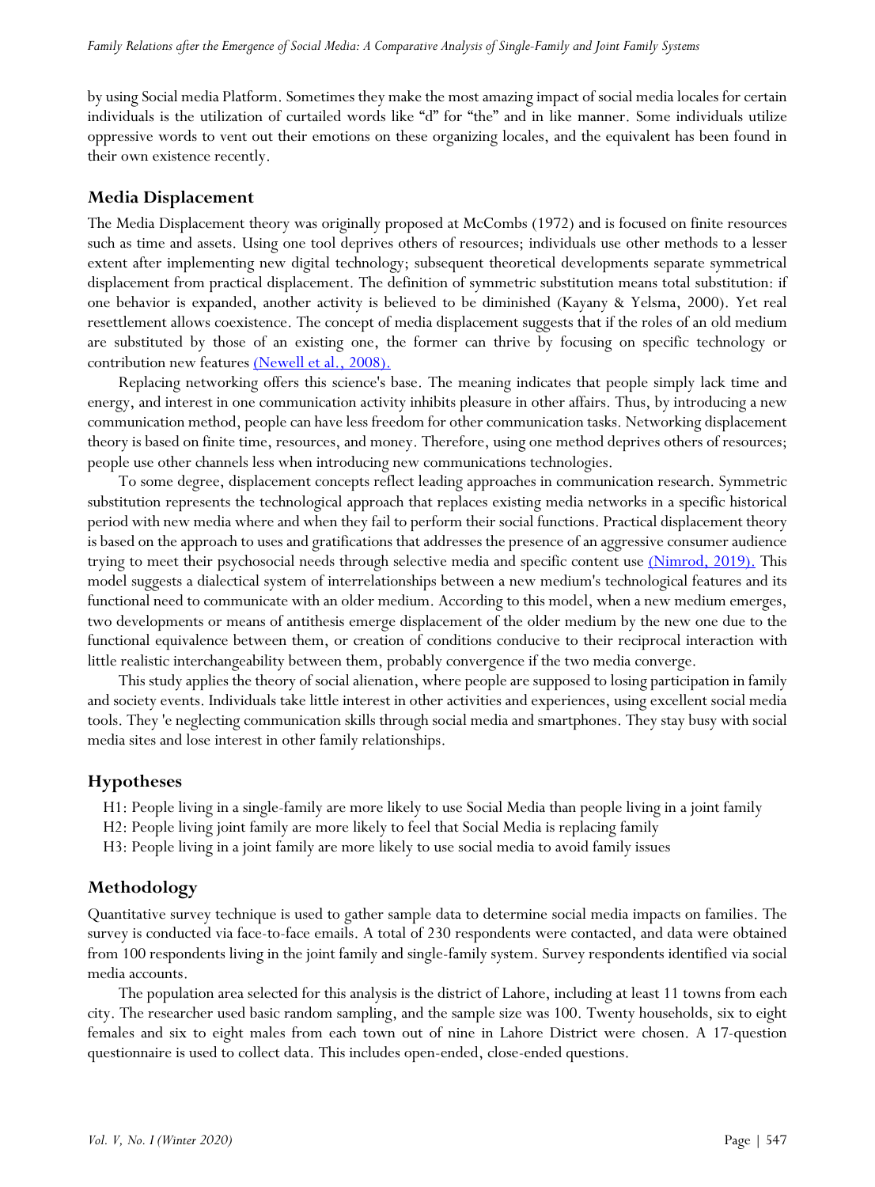by using Social media Platform. Sometimes they make the most amazing impact of social media locales for certain individuals is the utilization of curtailed words like "d" for "the" and in like manner. Some individuals utilize oppressive words to vent out their emotions on these organizing locales, and the equivalent has been found in their own existence recently.

## Media Displacement

The Media Displacement theory was originally proposed at McCombs (1972) and is focused on finite resources such as time and assets. Using one tool deprives others of resources; individuals use other methods to a lesser extent after implementing new digital technology; subsequent theoretical developments separate symmetrical displacement from practical displacement. The definition of symmetric substitution means total substitution: if one behavior is expanded, another activity is believed to be diminished (Kayany & Yelsma, 2000). Yet real resettlement allows coexistence. The concept of media displacement suggests that if the roles of an old medium are substituted by those of an existing one, the former can thrive by focusing on specific technology or contribution new features (Newell et al., 2008).

Replacing networking offers this science's base. The meaning indicates that people simply lack time and energy, and interest in one communication activity inhibits pleasure in other affairs. Thus, by introducing a new communication method, people can have less freedom for other communication tasks. Networking displacement theory is based on finite time, resources, and money. Therefore, using one method deprives others of resources; people use other channels less when introducing new communications technologies.

To some degree, displacement concepts reflect leading approaches in communication research. Symmetric substitution represents the technological approach that replaces existing media networks in a specific historical period with new media where and when they fail to perform their social functions. Practical displacement theory is based on the approach to uses and gratifications that addresses the presence of an aggressive consumer audience trying to meet their psychosocial needs through selective media and specific content use (Nimrod, 2019). This model suggests a dialectical system of interrelationships between a new medium's technological features and its functional need to communicate with an older medium. According to this model, when a new medium emerges, two developments or means of antithesis emerge displacement of the older medium by the new one due to the functional equivalence between them, or creation of conditions conducive to their reciprocal interaction with little realistic interchangeability between them, probably convergence if the two media converge.

This study applies the theory of social alienation, where people are supposed to losing participation in family and society events. Individuals take little interest in other activities and experiences, using excellent social media tools. They 'e neglecting communication skills through social media and smartphones. They stay busy with social media sites and lose interest in other family relationships.

## Hypotheses

H1: People living in a single-family are more likely to use Social Media than people living in a joint family

H2: People living joint family are more likely to feel that Social Media is replacing family

H3: People living in a joint family are more likely to use social media to avoid family issues

## Methodology

Quantitative survey technique is used to gather sample data to determine social media impacts on families. The survey is conducted via face-to-face emails. A total of 230 respondents were contacted, and data were obtained from 100 respondents living in the joint family and single-family system. Survey respondents identified via social media accounts.

The population area selected for this analysis is the district of Lahore, including at least 11 towns from each city. The researcher used basic random sampling, and the sample size was 100. Twenty households, six to eight females and six to eight males from each town out of nine in Lahore District were chosen. A 17-question questionnaire is used to collect data. This includes open-ended, close-ended questions.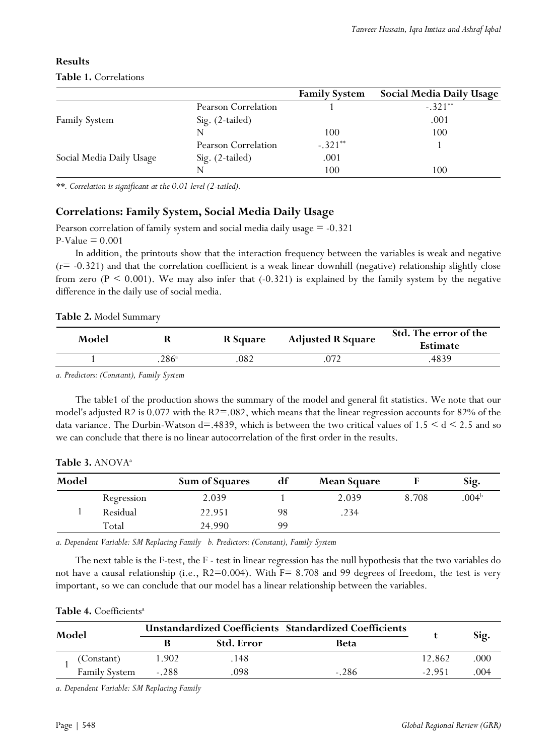**Results**

**Table 1.** Correlations

| | | Family System | Social Media Daily Usage |
|---|---|---|---|
| Family System | Pearson Correlation | 1 | -.321** |
| | Sig. (2-tailed) | | .001 |
| | N | 100 | 100 |
| Social Media Daily Usage | Pearson Correlation | -.321** | 1 |
| | Sig. (2-tailed) | .001 | |
| | N | 100 | 100 |

*\*\*. Correlation is significant at the 0.01 level (2-tailed).*

## Correlations: Family System, Social Media Daily Usage

Pearson correlation of family system and social media daily usage = -0.321
P-Value = 0.001

In addition, the printouts show that the interaction frequency between the variables is weak and negative (r= -0.321) and that the correlation coefficient is a weak linear downhill (negative) relationship slightly close from zero ($P < 0.001$). We may also infer that (-0.321) is explained by the family system by the negative difference in the daily use of social media.

**Table 2.** Model Summary

| Model | R | R Square | Adjusted R Square | Std. The error of the Estimate |
|---|---|---|---|---|
| 1 | .286[a] | .082 | .072 | .4839 |

*a. Predictors: (Constant), Family System*

The table1 of the production shows the summary of the model and general fit statistics. We note that our model's adjusted R2 is 0.072 with the R2=.082, which means that the linear regression accounts for 82% of the data variance. The Durbin-Watson d=.4839, which is between the two critical values of $1.5 < d < 2.5$ and so we can conclude that there is no linear autocorrelation of the first order in the results.

**Table 3.** ANOVA[a]

| Model | | Sum of Squares | df | Mean Square | F | Sig. |
|---|---|---|---|---|---|---|
| 1 | Regression | 2.039 | 1 | 2.039 | 8.708 | .004[b] |
| | Residual | 22.951 | 98 | .234 | | |
| | Total | 24.990 | 99 | | | |

*a. Dependent Variable: SM Replacing Family b. Predictors: (Constant), Family System*

The next table is the F-test, the F - test in linear regression has the null hypothesis that the two variables do not have a causal relationship (i.e., R2=0.004). With F= 8.708 and 99 degrees of freedom, the test is very important, so we can conclude that our model has a linear relationship between the variables.

**Table 4.** Coefficients[a]

| Model | | Unstandardized Coefficients | | Standardized Coefficients | t | Sig. |
|---|---|---|---|---|---|---|
| | | B | Std. Error | Beta | | |
| 1 | (Constant) | 1.902 | .148 | | 12.862 | .000 |
| | Family System | -.288 | .098 | -.286 | -2.951 | .004 |

*a. Dependent Variable: SM Replacing Family*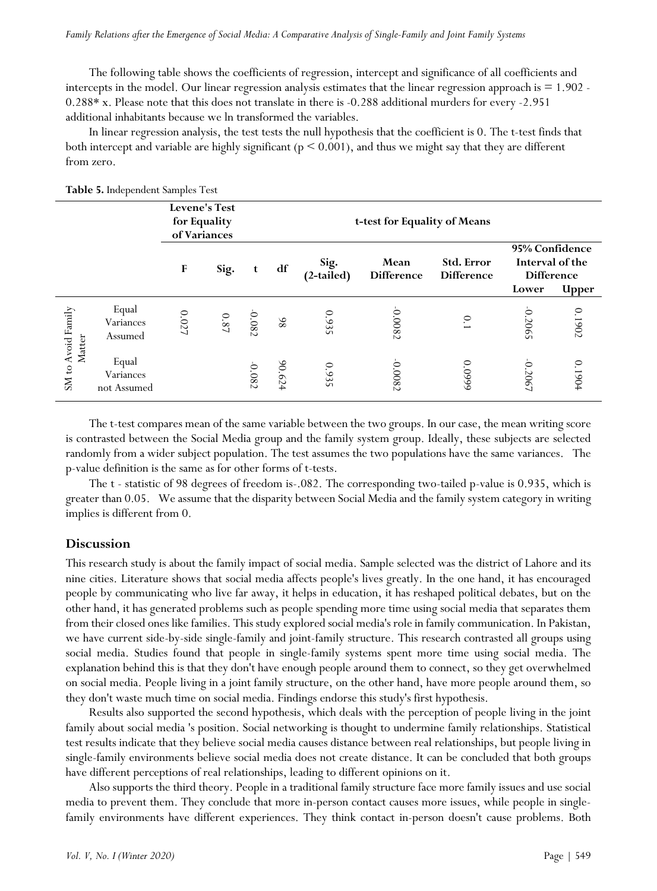The following table shows the coefficients of regression, intercept and significance of all coefficients and intercepts in the model. Our linear regression analysis estimates that the linear regression approach is = 1.902 - 0.288* x. Please note that this does not translate in there is -0.288 additional murders for every -2.951 additional inhabitants because we ln transformed the variables.

In linear regression analysis, the test tests the null hypothesis that the coefficient is 0. The t-test finds that both intercept and variable are highly significant ($p < 0.001$), and thus we might say that they are different from zero.

**Table 5.** Independent Samples Test

| | | Levene's Test for Equality of Variances | | t-test for Equality of Means | | | | | | |
|---|---|---|---|---|---|---|---|---|---|---|
| | | F | Sig. | t | df | Sig. (2-tailed) | Mean Difference | Std. Error Difference | 95% Confidence Interval of the Difference Lower | Upper |
| SM to Avoid Family Matter | Equal Variances Assumed | 0.027 | 0.87 | -0.082 | 98 | 0.935 | -0.0082 | 0.1 | -0.2065 | 0.1902 |
| | Equal Variances not Assumed | | | -0.082 | 90.624 | 0.935 | -0.0082 | 0.0999 | -0.2067 | 0.1904 |

The t-test compares mean of the same variable between the two groups. In our case, the mean writing score is contrasted between the Social Media group and the family system group. Ideally, these subjects are selected randomly from a wider subject population. The test assumes the two populations have the same variances. The p-value definition is the same as for other forms of t-tests.

The t - statistic of 98 degrees of freedom is-.082. The corresponding two-tailed p-value is 0.935, which is greater than 0.05. We assume that the disparity between Social Media and the family system category in writing implies is different from 0.

## Discussion

This research study is about the family impact of social media. Sample selected was the district of Lahore and its nine cities. Literature shows that social media affects people's lives greatly. In the one hand, it has encouraged people by communicating who live far away, it helps in education, it has reshaped political debates, but on the other hand, it has generated problems such as people spending more time using social media that separates them from their closed ones like families. This study explored social media's role in family communication. In Pakistan, we have current side-by-side single-family and joint-family structure. This research contrasted all groups using social media. Studies found that people in single-family systems spent more time using social media. The explanation behind this is that they don't have enough people around them to connect, so they get overwhelmed on social media. People living in a joint family structure, on the other hand, have more people around them, so they don't waste much time on social media. Findings endorse this study's first hypothesis.

Results also supported the second hypothesis, which deals with the perception of people living in the joint family about social media 's position. Social networking is thought to undermine family relationships. Statistical test results indicate that they believe social media causes distance between real relationships, but people living in single-family environments believe social media does not create distance. It can be concluded that both groups have different perceptions of real relationships, leading to different opinions on it.

Also supports the third theory. People in a traditional family structure face more family issues and use social media to prevent them. They conclude that more in-person contact causes more issues, while people in single-family environments have different experiences. They think contact in-person doesn't cause problems. Both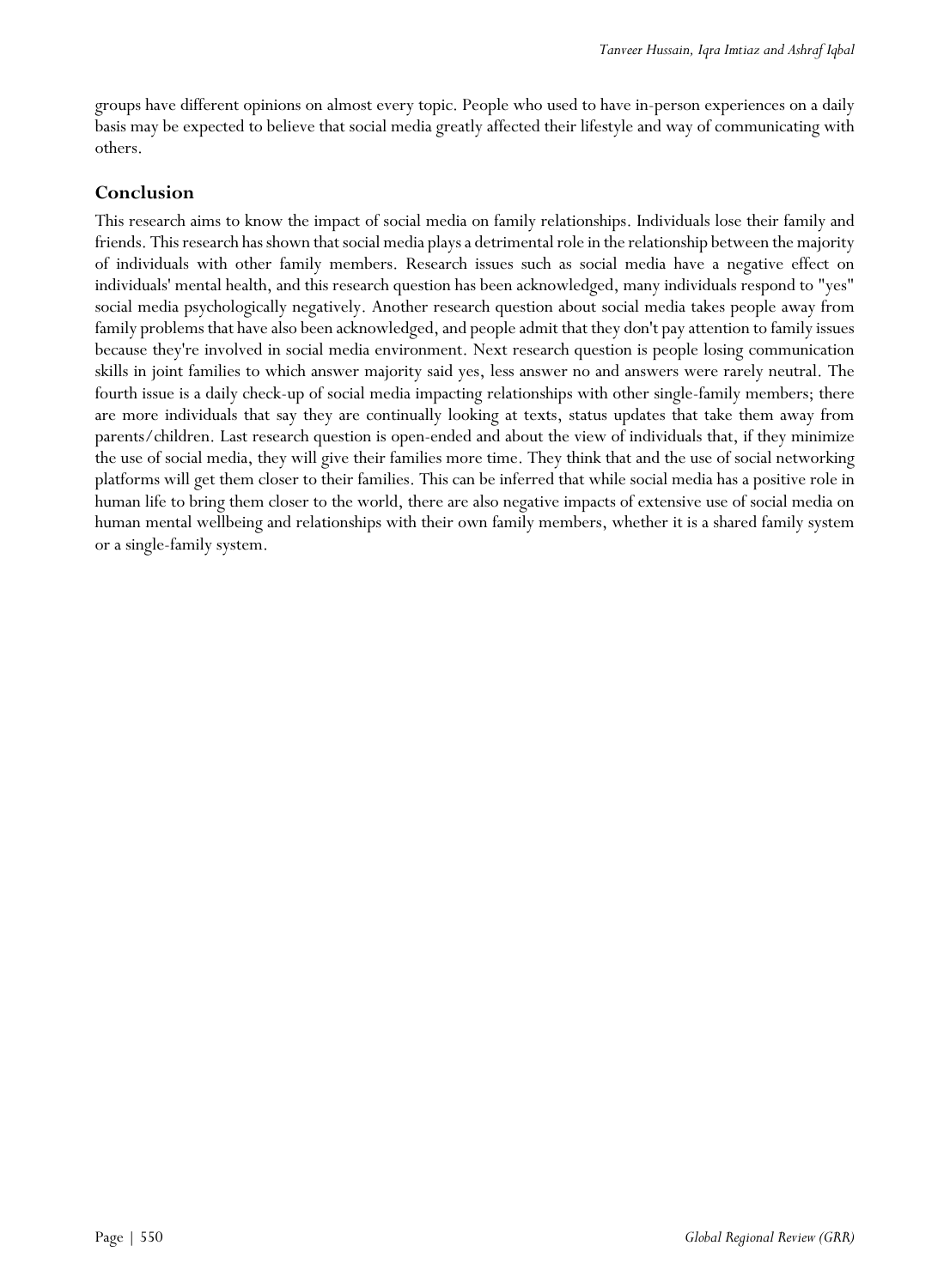groups have different opinions on almost every topic. People who used to have in-person experiences on a daily basis may be expected to believe that social media greatly affected their lifestyle and way of communicating with others.

## Conclusion

This research aims to know the impact of social media on family relationships. Individuals lose their family and friends. This research has shown that social media plays a detrimental role in the relationship between the majority of individuals with other family members. Research issues such as social media have a negative effect on individuals' mental health, and this research question has been acknowledged, many individuals respond to "yes" social media psychologically negatively. Another research question about social media takes people away from family problems that have also been acknowledged, and people admit that they don't pay attention to family issues because they're involved in social media environment. Next research question is people losing communication skills in joint families to which answer majority said yes, less answer no and answers were rarely neutral. The fourth issue is a daily check-up of social media impacting relationships with other single-family members; there are more individuals that say they are continually looking at texts, status updates that take them away from parents/children. Last research question is open-ended and about the view of individuals that, if they minimize the use of social media, they will give their families more time. They think that and the use of social networking platforms will get them closer to their families. This can be inferred that while social media has a positive role in human life to bring them closer to the world, there are also negative impacts of extensive use of social media on human mental wellbeing and relationships with their own family members, whether it is a shared family system or a single-family system.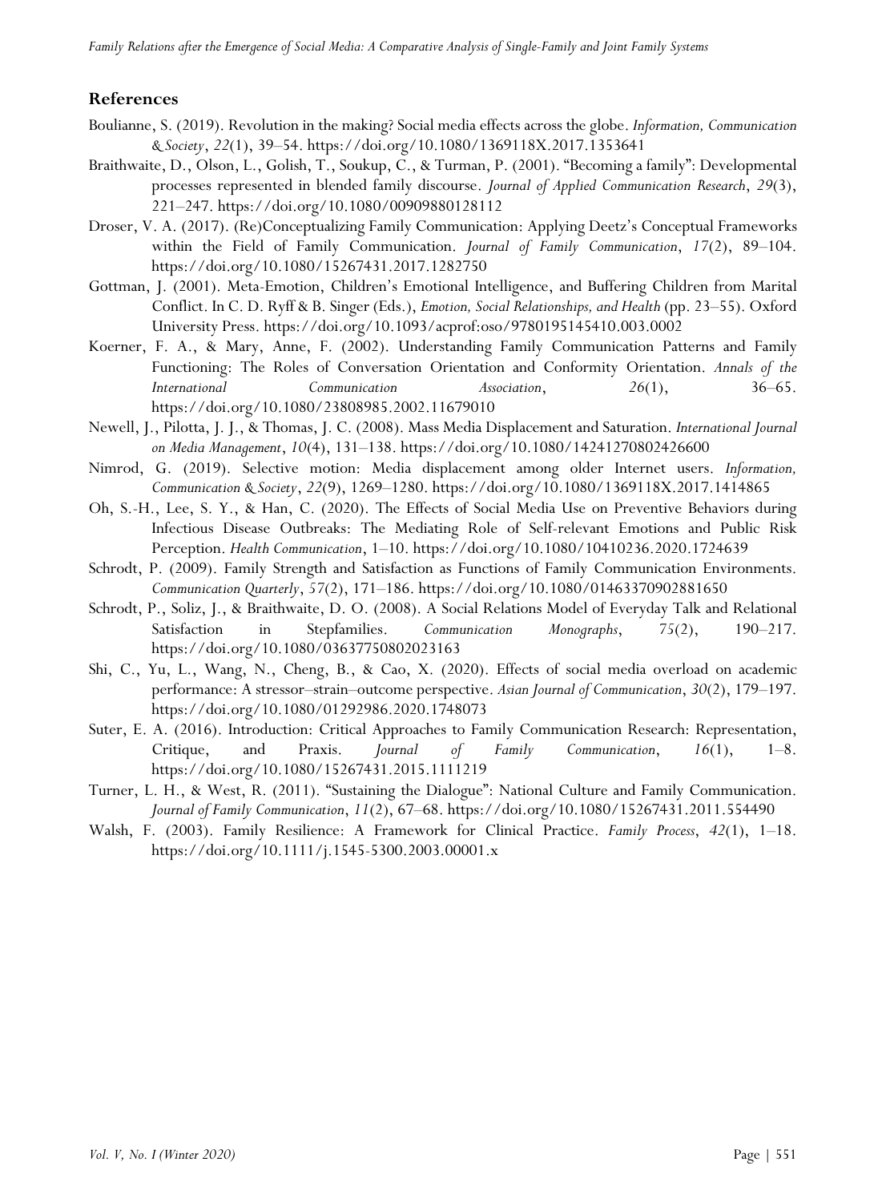## References

Boulianne, S. (2019). Revolution in the making? Social media effects across the globe. *Information, Communication & Society*, *22*(1), 39–54. https://doi.org/10.1080/1369118X.2017.1353641

Braithwaite, D., Olson, L., Golish, T., Soukup, C., & Turman, P. (2001). "Becoming a family": Developmental processes represented in blended family discourse. *Journal of Applied Communication Research*, *29*(3), 221–247. https://doi.org/10.1080/00909880128112

Droser, V. A. (2017). (Re)Conceptualizing Family Communication: Applying Deetz's Conceptual Frameworks within the Field of Family Communication. *Journal of Family Communication*, *17*(2), 89–104. https://doi.org/10.1080/15267431.2017.1282750

Gottman, J. (2001). Meta-Emotion, Children's Emotional Intelligence, and Buffering Children from Marital Conflict. In C. D. Ryff & B. Singer (Eds.), *Emotion, Social Relationships, and Health* (pp. 23–55). Oxford University Press. https://doi.org/10.1093/acprof:oso/9780195145410.003.0002

Koerner, F. A., & Mary, Anne, F. (2002). Understanding Family Communication Patterns and Family Functioning: The Roles of Conversation Orientation and Conformity Orientation. *Annals of the International Communication Association*, *26*(1), 36–65. https://doi.org/10.1080/23808985.2002.11679010

Newell, J., Pilotta, J. J., & Thomas, J. C. (2008). Mass Media Displacement and Saturation. *International Journal on Media Management*, *10*(4), 131–138. https://doi.org/10.1080/14241270802426600

Nimrod, G. (2019). Selective motion: Media displacement among older Internet users. *Information, Communication & Society*, *22*(9), 1269–1280. https://doi.org/10.1080/1369118X.2017.1414865

Oh, S.-H., Lee, S. Y., & Han, C. (2020). The Effects of Social Media Use on Preventive Behaviors during Infectious Disease Outbreaks: The Mediating Role of Self-relevant Emotions and Public Risk Perception. *Health Communication*, 1–10. https://doi.org/10.1080/10410236.2020.1724639

Schrodt, P. (2009). Family Strength and Satisfaction as Functions of Family Communication Environments. *Communication Quarterly*, *57*(2), 171–186. https://doi.org/10.1080/01463370902881650

Schrodt, P., Soliz, J., & Braithwaite, D. O. (2008). A Social Relations Model of Everyday Talk and Relational Satisfaction in Stepfamilies. *Communication Monographs*, *75*(2), 190–217. https://doi.org/10.1080/03637750802023163

Shi, C., Yu, L., Wang, N., Cheng, B., & Cao, X. (2020). Effects of social media overload on academic performance: A stressor–strain–outcome perspective. *Asian Journal of Communication*, *30*(2), 179–197. https://doi.org/10.1080/01292986.2020.1748073

Suter, E. A. (2016). Introduction: Critical Approaches to Family Communication Research: Representation, Critique, and Praxis. *Journal of Family Communication*, *16*(1), 1–8. https://doi.org/10.1080/15267431.2015.1111219

Turner, L. H., & West, R. (2011). "Sustaining the Dialogue": National Culture and Family Communication. *Journal of Family Communication*, *11*(2), 67–68. https://doi.org/10.1080/15267431.2011.554490

Walsh, F. (2003). Family Resilience: A Framework for Clinical Practice. *Family Process*, *42*(1), 1–18. https://doi.org/10.1111/j.1545-5300.2003.00001.x